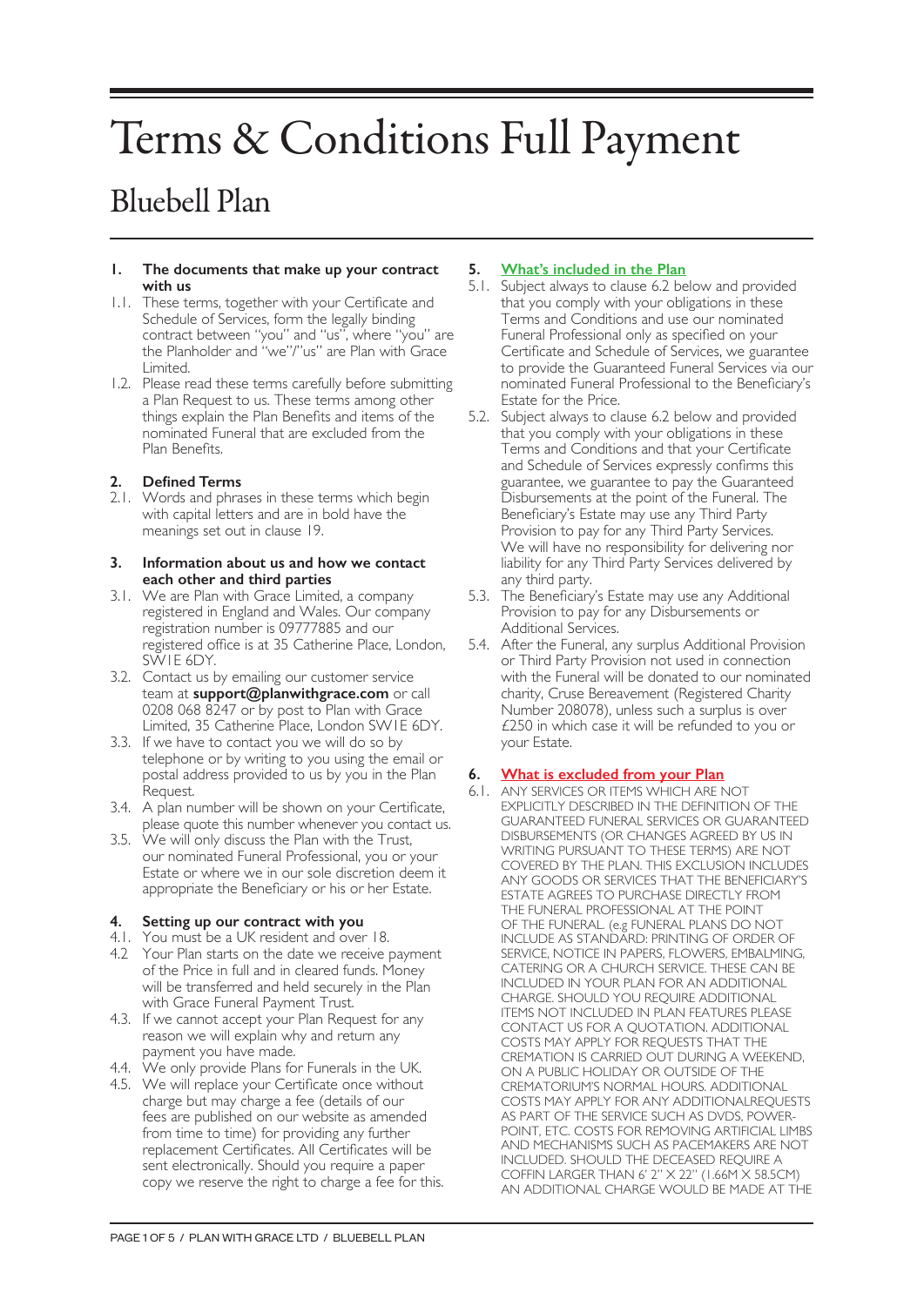# Terms & Conditions Full Payment

## Bluebell Plan

### 1. The documents that make up your contract with us

1.1. These terms, together with your Certificate and Schedule of Services, form the legally binding contract between "you" and "us", where "you" are the Planholder and "we"/"us" are Plan with Grace Limited.

1.2. Please read these terms carefully before submitting a Plan Request to us. These terms among other things explain the Plan Benefits and items of the nominated Funeral that are excluded from the Plan Benefits.

### 2. Defined Terms

2.1. Words and phrases in these terms which begin with capital letters and are in bold have the meanings set out in clause 19.

### 3. Information about us and how we contact each other and third parties

3.1. We are Plan with Grace Limited, a company registered in England and Wales. Our company registration number is 09777885 and our registered office is at 35 Catherine Place, London, SW1E 6DY.

3.2. Contact us by emailing our customer service team at **support@planwithgrace.com** or call 0208 068 8247 or by post to Plan with Grace Limited, 35 Catherine Place, London SW1E 6DY.

3.3. If we have to contact you we will do so by telephone or by writing to you using the email or postal address provided to us by you in the Plan Request.

3.4. A plan number will be shown on your Certificate, please quote this number whenever you contact us.

3.5. We will only discuss the Plan with the Trust, our nominated Funeral Professional, you or your Estate or where we in our sole discretion deem it appropriate the Beneficiary or his or her Estate.

### 4. Setting up our contract with you

4.1. You must be a UK resident and over 18.

4.2 Your Plan starts on the date we receive payment of the Price in full and in cleared funds. Money will be transferred and held securely in the Plan with Grace Funeral Payment Trust.

4.3. If we cannot accept your Plan Request for any reason we will explain why and return any payment you have made.

4.4. We only provide Plans for Funerals in the UK.

4.5. We will replace your Certificate once without charge but may charge a fee (details of our fees are published on our website as amended from time to time) for providing any further replacement Certificates. All Certificates will be sent electronically. Should you require a paper copy we reserve the right to charge a fee for this.

### 5. What's included in the Plan

5.1. Subject always to clause 6.2 below and provided that you comply with your obligations in these Terms and Conditions and use our nominated Funeral Professional only as specified on your Certificate and Schedule of Services, we guarantee to provide the Guaranteed Funeral Services via our nominated Funeral Professional to the Beneficiary's Estate for the Price.

5.2. Subject always to clause 6.2 below and provided that you comply with your obligations in these Terms and Conditions and that your Certificate and Schedule of Services expressly confirms this guarantee, we guarantee to pay the Guaranteed Disbursements at the point of the Funeral. The Beneficiary's Estate may use any Third Party Provision to pay for any Third Party Services. We will have no responsibility for delivering nor liability for any Third Party Services delivered by any third party.

5.3. The Beneficiary's Estate may use any Additional Provision to pay for any Disbursements or Additional Services.

5.4. After the Funeral, any surplus Additional Provision or Third Party Provision not used in connection with the Funeral will be donated to our nominated charity, Cruse Bereavement (Registered Charity Number 208078), unless such a surplus is over £250 in which case it will be refunded to you or your Estate.

### 6. What is excluded from your Plan

6.1. ANY SERVICES OR ITEMS WHICH ARE NOT EXPLICITLY DESCRIBED IN THE DEFINITION OF THE GUARANTEED FUNERAL SERVICES OR GUARANTEED DISBURSEMENTS (OR CHANGES AGREED BY US IN WRITING PURSUANT TO THESE TERMS) ARE NOT COVERED BY THE PLAN. THIS EXCLUSION INCLUDES ANY GOODS OR SERVICES THAT THE BENEFICIARY'S ESTATE AGREES TO PURCHASE DIRECTLY FROM THE FUNERAL PROFESSIONAL AT THE POINT OF THE FUNERAL. (e.g FUNERAL PLANS DO NOT INCLUDE AS STANDARD: PRINTING OF ORDER OF SERVICE, NOTICE IN PAPERS, FLOWERS, EMBALMING, CATERING OR A CHURCH SERVICE. THESE CAN BE INCLUDED IN YOUR PLAN FOR AN ADDITIONAL CHARGE. SHOULD YOU REQUIRE ADDITIONAL ITEMS NOT INCLUDED IN PLAN FEATURES PLEASE CONTACT US FOR A QUOTATION. ADDITIONAL COSTS MAY APPLY FOR REQUESTS THAT THE CREMATION IS CARRIED OUT DURING A WEEKEND, ON A PUBLIC HOLIDAY OR OUTSIDE OF THE CREMATORIUM'S NORMAL HOURS. ADDITIONAL COSTS MAY APPLY FOR ANY ADDITIONALREQUESTS AS PART OF THE SERVICE SUCH AS DVDS, POWER-POINT, ETC. COSTS FOR REMOVING ARTIFICIAL LIMBS AND MECHANISMS SUCH AS PACEMAKERS ARE NOT INCLUDED. SHOULD THE DECEASED REQUIRE A COFFIN LARGER THAN 6' 2" X 22" (1.66M X 58.5CM) AN ADDITIONAL CHARGE WOULD BE MADE AT THE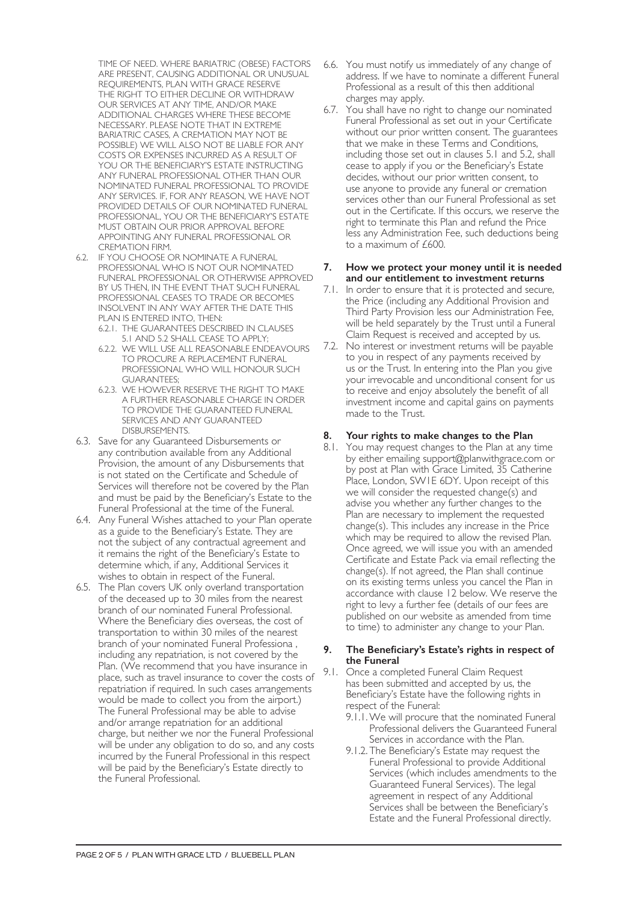TIME OF NEED. WHERE BARIATRIC (OBESE) FACTORS ARE PRESENT, CAUSING ADDITIONAL OR UNUSUAL REQUIREMENTS, PLAN WITH GRACE RESERVE THE RIGHT TO EITHER DECLINE OR WITHDRAW OUR SERVICES AT ANY TIME, AND/OR MAKE ADDITIONAL CHARGES WHERE THESE BECOME NECESSARY. PLEASE NOTE THAT IN EXTREME BARIATRIC CASES, A CREMATION MAY NOT BE POSSIBLE) WE WILL ALSO NOT BE LIABLE FOR ANY COSTS OR EXPENSES INCURRED AS A RESULT OF YOU OR THE BENEFICIARY'S ESTATE INSTRUCTING ANY FUNERAL PROFESSIONAL OTHER THAN OUR NOMINATED FUNERAL PROFESSIONAL TO PROVIDE ANY SERVICES. IF, FOR ANY REASON, WE HAVE NOT PROVIDED DETAILS OF OUR NOMINATED FUNERAL PROFESSIONAL, YOU OR THE BENEFICIARY'S ESTATE MUST OBTAIN OUR PRIOR APPROVAL BEFORE APPOINTING ANY FUNERAL PROFESSIONAL OR CREMATION FIRM.

6.2. IF YOU CHOOSE OR NOMINATE A FUNERAL PROFESSIONAL WHO IS NOT OUR NOMINATED FUNERAL PROFESSIONAL OR OTHERWISE APPROVED BY US THEN, IN THE EVENT THAT SUCH FUNERAL PROFESSIONAL CEASES TO TRADE OR BECOMES INSOLVENT IN ANY WAY AFTER THE DATE THIS PLAN IS ENTERED INTO, THEN:
   - 6.2.1. THE GUARANTEES DESCRIBED IN CLAUSES 5.1 AND 5.2 SHALL CEASE TO APPLY;
   - 6.2.2. WE WILL USE ALL REASONABLE ENDEAVOURS TO PROCURE A REPLACEMENT FUNERAL PROFESSIONAL WHO WILL HONOUR SUCH GUARANTEES;
   - 6.2.3. WE HOWEVER RESERVE THE RIGHT TO MAKE A FURTHER REASONABLE CHARGE IN ORDER TO PROVIDE THE GUARANTEED FUNERAL SERVICES AND ANY GUARANTEED DISBURSEMENTS.

6.3. Save for any Guaranteed Disbursements or any contribution available from any Additional Provision, the amount of any Disbursements that is not stated on the Certificate and Schedule of Services will therefore not be covered by the Plan and must be paid by the Beneficiary's Estate to the Funeral Professional at the time of the Funeral.

6.4. Any Funeral Wishes attached to your Plan operate as a guide to the Beneficiary's Estate. They are not the subject of any contractual agreement and it remains the right of the Beneficiary's Estate to determine which, if any, Additional Services it wishes to obtain in respect of the Funeral.

6.5. The Plan covers UK only overland transportation of the deceased up to 30 miles from the nearest branch of our nominated Funeral Professional. Where the Beneficiary dies overseas, the cost of transportation to within 30 miles of the nearest branch of your nominated Funeral Professiona , including any repatriation, is not covered by the Plan. (We recommend that you have insurance in place, such as travel insurance to cover the costs of repatriation if required. In such cases arrangements would be made to collect you from the airport.) The Funeral Professional may be able to advise and/or arrange repatriation for an additional charge, but neither we nor the Funeral Professional will be under any obligation to do so, and any costs incurred by the Funeral Professional in this respect will be paid by the Beneficiary's Estate directly to the Funeral Professional.

6.6. You must notify us immediately of any change of address. If we have to nominate a different Funeral Professional as a result of this then additional charges may apply.

6.7. You shall have no right to change our nominated Funeral Professional as set out in your Certificate without our prior written consent. The guarantees that we make in these Terms and Conditions, including those set out in clauses 5.1 and 5.2, shall cease to apply if you or the Beneficiary's Estate decides, without our prior written consent, to use anyone to provide any funeral or cremation services other than our Funeral Professional as set out in the Certificate. If this occurs, we reserve the right to terminate this Plan and refund the Price less any Administration Fee, such deductions being to a maximum of £600.

## 7. How we protect your money until it is needed and our entitlement to investment returns

7.1. In order to ensure that it is protected and secure, the Price (including any Additional Provision and Third Party Provision less our Administration Fee, will be held separately by the Trust until a Funeral Claim Request is received and accepted by us.

7.2. No interest or investment returns will be payable to you in respect of any payments received by us or the Trust. In entering into the Plan you give your irrevocable and unconditional consent for us to receive and enjoy absolutely the benefit of all investment income and capital gains on payments made to the Trust.

## 8. Your rights to make changes to the Plan

8.1. You may request changes to the Plan at any time by either emailing support@planwithgrace.com or by post at Plan with Grace Limited, 35 Catherine Place, London, SW1E 6DY. Upon receipt of this we will consider the requested change(s) and advise you whether any further changes to the Plan are necessary to implement the requested change(s). This includes any increase in the Price which may be required to allow the revised Plan. Once agreed, we will issue you with an amended Certificate and Estate Pack via email reflecting the change(s). If not agreed, the Plan shall continue on its existing terms unless you cancel the Plan in accordance with clause 12 below. We reserve the right to levy a further fee (details of our fees are published on our website as amended from time to time) to administer any change to your Plan.

## 9. The Beneficiary's Estate's rights in respect of the Funeral

9.1. Once a completed Funeral Claim Request has been submitted and accepted by us, the Beneficiary's Estate have the following rights in respect of the Funeral:
   - 9.1.1. We will procure that the nominated Funeral Professional delivers the Guaranteed Funeral Services in accordance with the Plan.
   - 9.1.2. The Beneficiary's Estate may request the Funeral Professional to provide Additional Services (which includes amendments to the Guaranteed Funeral Services). The legal agreement in respect of any Additional Services shall be between the Beneficiary's Estate and the Funeral Professional directly.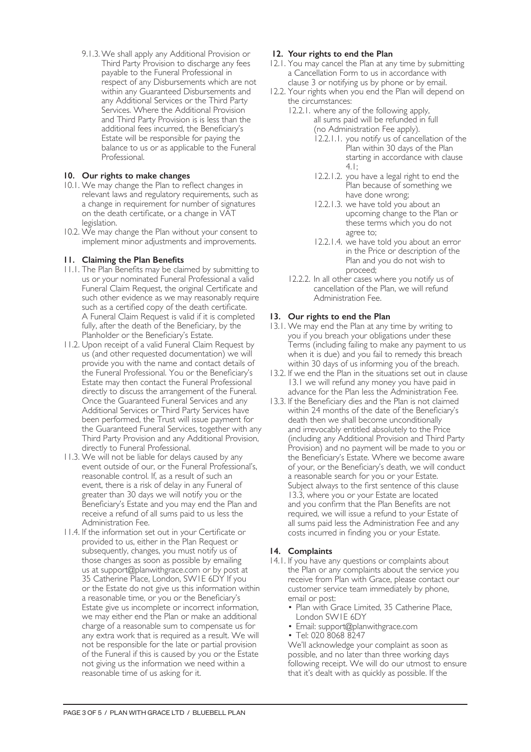9.1.3. We shall apply any Additional Provision or Third Party Provision to discharge any fees payable to the Funeral Professional in respect of any Disbursements which are not within any Guaranteed Disbursements and any Additional Services or the Third Party Services. Where the Additional Provision and Third Party Provision is is less than the additional fees incurred, the Beneficiary's Estate will be responsible for paying the balance to us or as applicable to the Funeral Professional.

## 10. Our rights to make changes

10.1. We may change the Plan to reflect changes in relevant laws and regulatory requirements, such as a change in requirement for number of signatures on the death certificate, or a change in VAT legislation.

10.2. We may change the Plan without your consent to implement minor adjustments and improvements.

## 11. Claiming the Plan Benefits

11.1. The Plan Benefits may be claimed by submitting to us or your nominated Funeral Professional a valid Funeral Claim Request, the original Certificate and such other evidence as we may reasonably require such as a certified copy of the death certificate. A Funeral Claim Request is valid if it is completed fully, after the death of the Beneficiary, by the Planholder or the Beneficiary's Estate.

11.2. Upon receipt of a valid Funeral Claim Request by us (and other requested documentation) we will provide you with the name and contact details of the Funeral Professional. You or the Beneficiary's Estate may then contact the Funeral Professional directly to discuss the arrangement of the Funeral. Once the Guaranteed Funeral Services and any Additional Services or Third Party Services have been performed, the Trust will issue payment for the Guaranteed Funeral Services, together with any Third Party Provision and any Additional Provision, directly to Funeral Professional.

11.3. We will not be liable for delays caused by any event outside of our, or the Funeral Professional's, reasonable control. If, as a result of such an event, there is a risk of delay in any Funeral of greater than 30 days we will notify you or the Beneficiary's Estate and you may end the Plan and receive a refund of all sums paid to us less the Administration Fee.

11.4. If the information set out in your Certificate or provided to us, either in the Plan Request or subsequently, changes, you must notify us of those changes as soon as possible by emailing us at support@planwithgrace.com or by post at 35 Catherine Place, London, SW1E 6DY If you or the Estate do not give us this information within a reasonable time, or you or the Beneficiary's Estate give us incomplete or incorrect information, we may either end the Plan or make an additional charge of a reasonable sum to compensate us for any extra work that is required as a result. We will not be responsible for the late or partial provision of the Funeral if this is caused by you or the Estate not giving us the information we need within a reasonable time of us asking for it.

## 12. Your rights to end the Plan

12.1. You may cancel the Plan at any time by submitting a Cancellation Form to us in accordance with clause 3 or notifying us by phone or by email.

12.2. Your rights when you end the Plan will depend on the circumstances:

- 12.2.1. where any of the following apply, all sums paid will be refunded in full (no Administration Fee apply).
  - 12.2.1.1. you notify us of cancellation of the Plan within 30 days of the Plan starting in accordance with clause 4.1;
  - 12.2.1.2. you have a legal right to end the Plan because of something we have done wrong;
  - 12.2.1.3. we have told you about an upcoming change to the Plan or these terms which you do not agree to;
  - 12.2.1.4. we have told you about an error in the Price or description of the Plan and you do not wish to proceed;
- 12.2.2. In all other cases where you notify us of cancellation of the Plan, we will refund Administration Fee.

## 13. Our rights to end the Plan

13.1. We may end the Plan at any time by writing to you if you breach your obligations under these Terms (including failing to make any payment to us when it is due) and you fail to remedy this breach within 30 days of us informing you of the breach.

13.2. If we end the Plan in the situations set out in clause 13.1 we will refund any money you have paid in advance for the Plan less the Administration Fee.

13.3. If the Beneficiary dies and the Plan is not claimed within 24 months of the date of the Beneficiary's death then we shall become unconditionally and irrevocably entitled absolutely to the Price (including any Additional Provision and Third Party Provision) and no payment will be made to you or the Beneficiary's Estate. Where we become aware of your, or the Beneficiary's death, we will conduct a reasonable search for you or your Estate. Subject always to the first sentence of this clause 13.3, where you or your Estate are located and you confirm that the Plan Benefits are not required, we will issue a refund to your Estate of all sums paid less the Administration Fee and any costs incurred in finding you or your Estate.

## 14. Complaints

14.1. If you have any questions or complaints about the Plan or any complaints about the service you receive from Plan with Grace, please contact our customer service team immediately by phone, email or post:

- Plan with Grace Limited, 35 Catherine Place, London SW1E 6DY
- Email: support@planwithgrace.com
- Tel: 020 8068 8247

We'll acknowledge your complaint as soon as possible, and no later than three working days following receipt. We will do our utmost to ensure that it's dealt with as quickly as possible. If the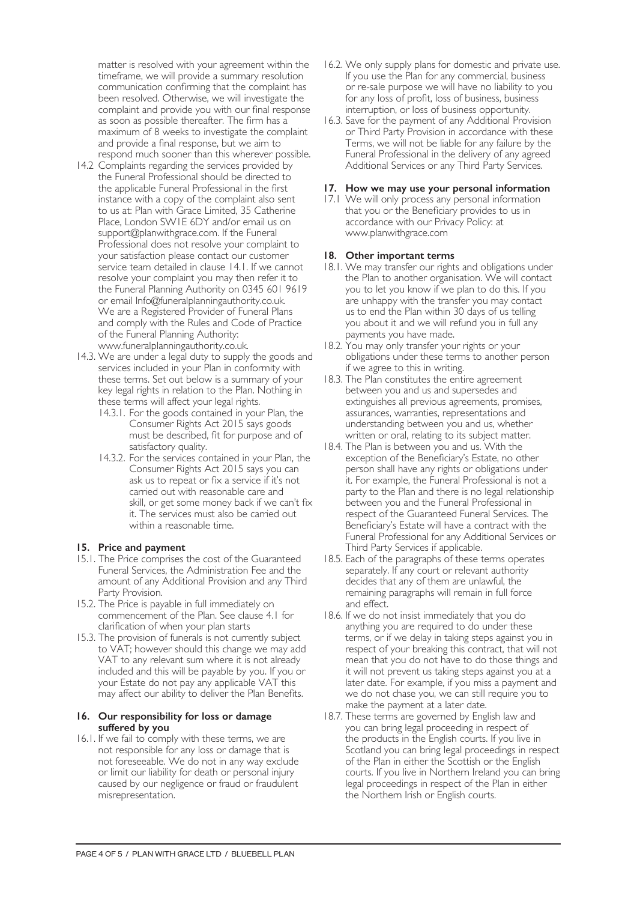matter is resolved with your agreement within the timeframe, we will provide a summary resolution communication confirming that the complaint has been resolved. Otherwise, we will investigate the complaint and provide you with our final response as soon as possible thereafter. The firm has a maximum of 8 weeks to investigate the complaint and provide a final response, but we aim to respond much sooner than this wherever possible.

14.2 Complaints regarding the services provided by the Funeral Professional should be directed to the applicable Funeral Professional in the first instance with a copy of the complaint also sent to us at: Plan with Grace Limited, 35 Catherine Place, London SW1E 6DY and/or email us on support@planwithgrace.com. If the Funeral Professional does not resolve your complaint to your satisfaction please contact our customer service team detailed in clause 14.1. If we cannot resolve your complaint you may then refer it to the Funeral Planning Authority on 0345 601 9619 or email Info@funeralplanningauthority.co.uk. We are a Registered Provider of Funeral Plans and comply with the Rules and Code of Practice of the Funeral Planning Authority: www.funeralplanningauthority.co.uk.

14.3. We are under a legal duty to supply the goods and services included in your Plan in conformity with these terms. Set out below is a summary of your key legal rights in relation to the Plan. Nothing in these terms will affect your legal rights.

- 14.3.1. For the goods contained in your Plan, the Consumer Rights Act 2015 says goods must be described, fit for purpose and of satisfactory quality.
- 14.3.2. For the services contained in your Plan, the Consumer Rights Act 2015 says you can ask us to repeat or fix a service if it's not carried out with reasonable care and skill, or get some money back if we can't fix it. The services must also be carried out within a reasonable time.

## 15. Price and payment

15.1. The Price comprises the cost of the Guaranteed Funeral Services, the Administration Fee and the amount of any Additional Provision and any Third Party Provision.

15.2. The Price is payable in full immediately on commencement of the Plan. See clause 4.1 for clarification of when your plan starts

15.3. The provision of funerals is not currently subject to VAT; however should this change we may add VAT to any relevant sum where it is not already included and this will be payable by you. If you or your Estate do not pay any applicable VAT this may affect our ability to deliver the Plan Benefits.

## 16. Our responsibility for loss or damage suffered by you

16.1. If we fail to comply with these terms, we are not responsible for any loss or damage that is not foreseeable. We do not in any way exclude or limit our liability for death or personal injury caused by our negligence or fraud or fraudulent misrepresentation.

16.2. We only supply plans for domestic and private use. If you use the Plan for any commercial, business or re-sale purpose we will have no liability to you for any loss of profit, loss of business, business interruption, or loss of business opportunity.

16.3. Save for the payment of any Additional Provision or Third Party Provision in accordance with these Terms, we will not be liable for any failure by the Funeral Professional in the delivery of any agreed Additional Services or any Third Party Services.

## 17. How we may use your personal information

17.1 We will only process any personal information that you or the Beneficiary provides to us in accordance with our Privacy Policy: at www.planwithgrace.com

## 18. Other important terms

18.1. We may transfer our rights and obligations under the Plan to another organisation. We will contact you to let you know if we plan to do this. If you are unhappy with the transfer you may contact us to end the Plan within 30 days of us telling you about it and we will refund you in full any payments you have made.

18.2. You may only transfer your rights or your obligations under these terms to another person if we agree to this in writing.

18.3. The Plan constitutes the entire agreement between you and us and supersedes and extinguishes all previous agreements, promises, assurances, warranties, representations and understanding between you and us, whether written or oral, relating to its subject matter.

18.4. The Plan is between you and us. With the exception of the Beneficiary's Estate, no other person shall have any rights or obligations under it. For example, the Funeral Professional is not a party to the Plan and there is no legal relationship between you and the Funeral Professional in respect of the Guaranteed Funeral Services. The Beneficiary's Estate will have a contract with the Funeral Professional for any Additional Services or Third Party Services if applicable.

18.5. Each of the paragraphs of these terms operates separately. If any court or relevant authority decides that any of them are unlawful, the remaining paragraphs will remain in full force and effect.

18.6. If we do not insist immediately that you do anything you are required to do under these terms, or if we delay in taking steps against you in respect of your breaking this contract, that will not mean that you do not have to do those things and it will not prevent us taking steps against you at a later date. For example, if you miss a payment and we do not chase you, we can still require you to make the payment at a later date.

18.7. These terms are governed by English law and you can bring legal proceeding in respect of the products in the English courts. If you live in Scotland you can bring legal proceedings in respect of the Plan in either the Scottish or the English courts. If you live in Northern Ireland you can bring legal proceedings in respect of the Plan in either the Northern Irish or English courts.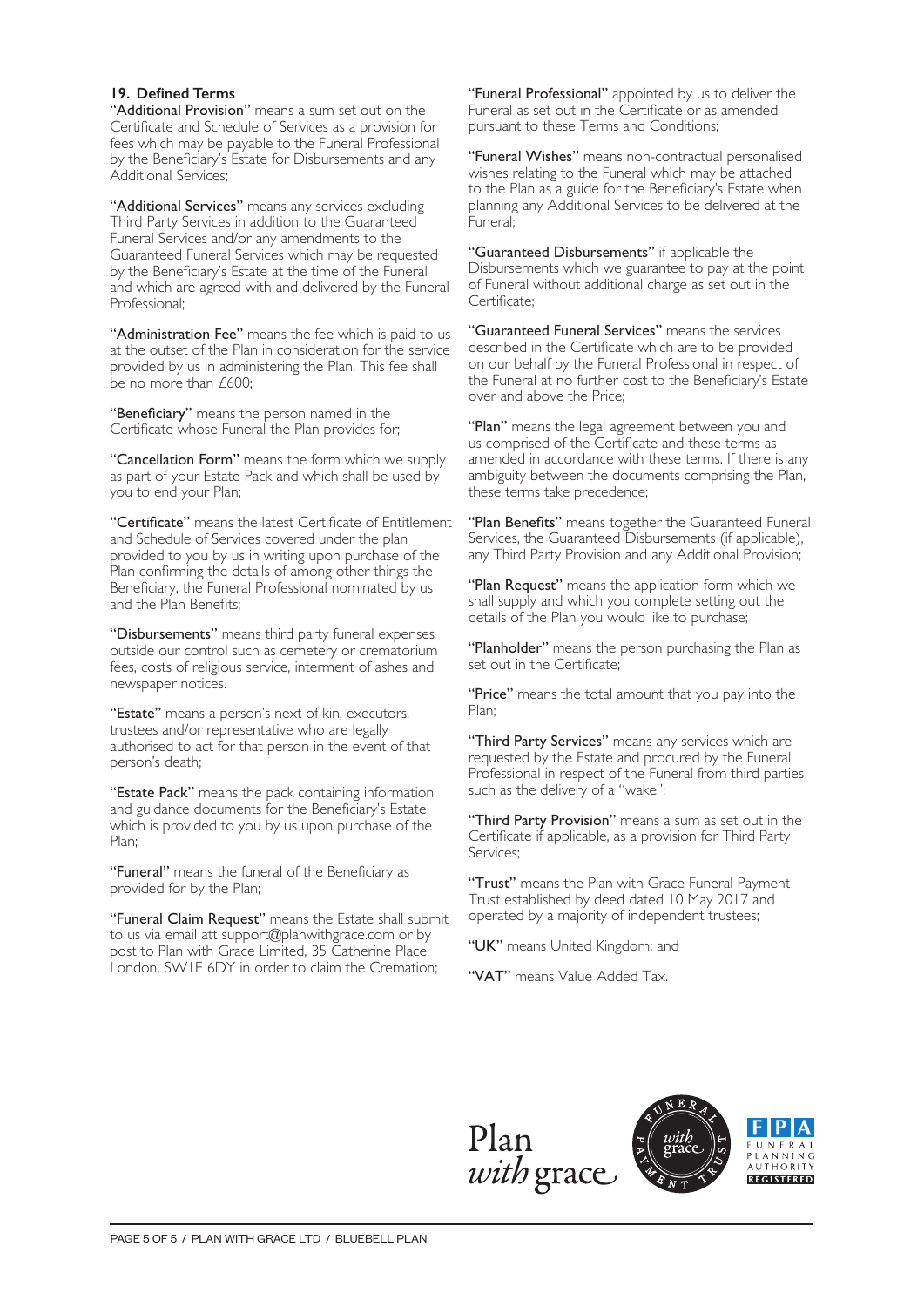## 19. Defined Terms

"**Additional Provision**" means a sum set out on the Certificate and Schedule of Services as a provision for fees which may be payable to the Funeral Professional by the Beneficiary's Estate for Disbursements and any Additional Services;

"**Additional Services**" means any services excluding Third Party Services in addition to the Guaranteed Funeral Services and/or any amendments to the Guaranteed Funeral Services which may be requested by the Beneficiary's Estate at the time of the Funeral and which are agreed with and delivered by the Funeral Professional;

"**Administration Fee**" means the fee which is paid to us at the outset of the Plan in consideration for the service provided by us in administering the Plan. This fee shall be no more than £600;

"**Beneficiary**" means the person named in the Certificate whose Funeral the Plan provides for;

"**Cancellation Form**" means the form which we supply as part of your Estate Pack and which shall be used by you to end your Plan;

"**Certificate**" means the latest Certificate of Entitlement and Schedule of Services covered under the plan provided to you by us in writing upon purchase of the Plan confirming the details of among other things the Beneficiary, the Funeral Professional nominated by us and the Plan Benefits;

"**Disbursements**" means third party funeral expenses outside our control such as cemetery or crematorium fees, costs of religious service, interment of ashes and newspaper notices.

"**Estate**" means a person's next of kin, executors, trustees and/or representative who are legally authorised to act for that person in the event of that person's death;

"**Estate Pack**" means the pack containing information and guidance documents for the Beneficiary's Estate which is provided to you by us upon purchase of the Plan;

"**Funeral**" means the funeral of the Beneficiary as provided for by the Plan;

"**Funeral Claim Request**" means the Estate shall submit to us via email att support@planwithgrace.com or by post to Plan with Grace Limited, 35 Catherine Place, London, SW1E 6DY in order to claim the Cremation;

"**Funeral Professional**" appointed by us to deliver the Funeral as set out in the Certificate or as amended pursuant to these Terms and Conditions;

"**Funeral Wishes**" means non-contractual personalised wishes relating to the Funeral which may be attached to the Plan as a guide for the Beneficiary's Estate when planning any Additional Services to be delivered at the Funeral;

"**Guaranteed Disbursements**" if applicable the Disbursements which we guarantee to pay at the point of Funeral without additional charge as set out in the Certificate;

"**Guaranteed Funeral Services**" means the services described in the Certificate which are to be provided on our behalf by the Funeral Professional in respect of the Funeral at no further cost to the Beneficiary's Estate over and above the Price;

"**Plan**" means the legal agreement between you and us comprised of the Certificate and these terms as amended in accordance with these terms. If there is any ambiguity between the documents comprising the Plan, these terms take precedence;

"**Plan Benefits**" means together the Guaranteed Funeral Services, the Guaranteed Disbursements (if applicable), any Third Party Provision and any Additional Provision;

"**Plan Request**" means the application form which we shall supply and which you complete setting out the details of the Plan you would like to purchase;

"**Planholder**" means the person purchasing the Plan as set out in the Certificate;

"**Price**" means the total amount that you pay into the Plan;

"**Third Party Services**" means any services which are requested by the Estate and procured by the Funeral Professional in respect of the Funeral from third parties such as the delivery of a "wake";

"**Third Party Provision**" means a sum as set out in the Certificate if applicable, as a provision for Third Party Services;

"**Trust**" means the Plan with Grace Funeral Payment Trust established by deed dated 10 May 2017 and operated by a majority of independent trustees;

"**UK**" means United Kingdom; and

"**VAT**" means Value Added Tax.

Plan *with* grace

FUNERAL PAYMENT TRUST *with* grace

FPA FUNERAL PLANNING AUTHORITY REGISTERED